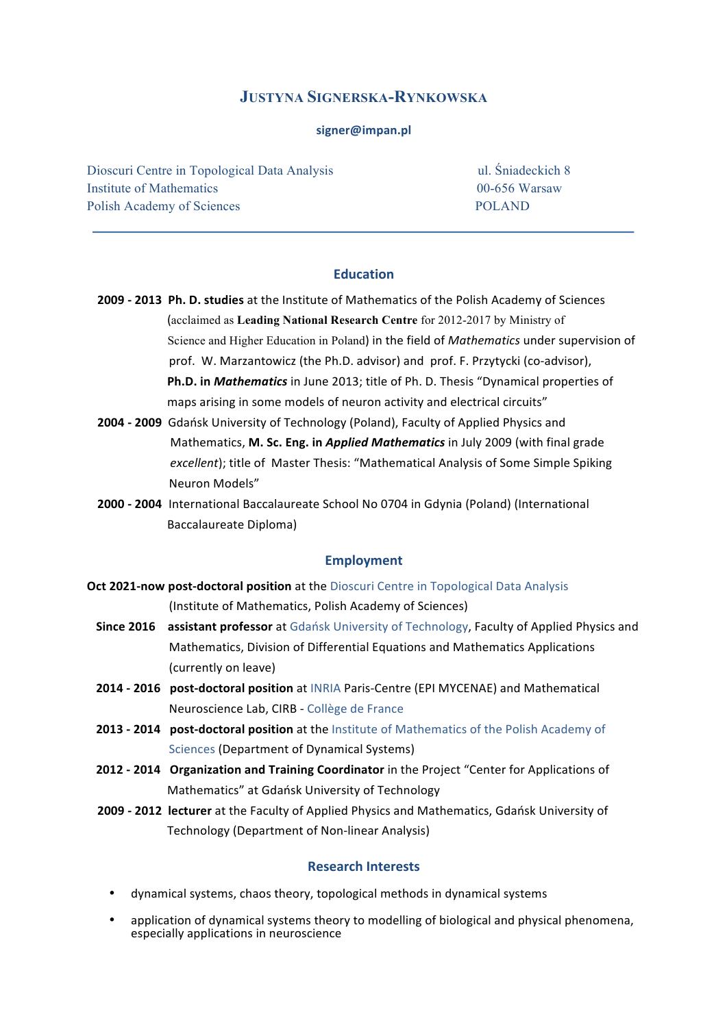# JUSTYNA SIGNERSKA-RYNKOWSKA

**signer@impan.pl**

Dioscuri Centre in Topological Data Analysis
Institute of Mathematics
Polish Academy of Sciences

ul. Śniadeckich 8
00-656 Warsaw
POLAND

---

## Education

**2009 - 2013** **Ph. D. studies** at the Institute of Mathematics of the Polish Academy of Sciences (acclaimed as **Leading National Research Centre** for 2012-2017 by Ministry of Science and Higher Education in Poland) in the field of *Mathematics* under supervision of prof. W. Marzantowicz (the Ph.D. advisor) and prof. F. Przytycki (co-advisor), **Ph.D. in *Mathematics*** in June 2013; title of Ph. D. Thesis "Dynamical properties of maps arising in some models of neuron activity and electrical circuits"

**2004 - 2009** Gdańsk University of Technology (Poland), Faculty of Applied Physics and Mathematics, **M. Sc. Eng. in *Applied Mathematics*** in July 2009 (with final grade *excellent*); title of Master Thesis: "Mathematical Analysis of Some Simple Spiking Neuron Models"

**2000 - 2004** International Baccalaureate School No 0704 in Gdynia (Poland) (International Baccalaureate Diploma)

## Employment

**Oct 2021-now** **post-doctoral position** at the Dioscuri Centre in Topological Data Analysis (Institute of Mathematics, Polish Academy of Sciences)

**Since 2016** **assistant professor** at Gdańsk University of Technology, Faculty of Applied Physics and Mathematics, Division of Differential Equations and Mathematics Applications (currently on leave)

**2014 - 2016** **post-doctoral position** at INRIA Paris-Centre (EPI MYCENAE) and Mathematical Neuroscience Lab, CIRB - Collège de France

**2013 - 2014** **post-doctoral position** at the Institute of Mathematics of the Polish Academy of Sciences (Department of Dynamical Systems)

**2012 - 2014** **Organization and Training Coordinator** in the Project "Center for Applications of Mathematics" at Gdańsk University of Technology

**2009 - 2012** **lecturer** at the Faculty of Applied Physics and Mathematics, Gdańsk University of Technology (Department of Non-linear Analysis)

## Research Interests

- dynamical systems, chaos theory, topological methods in dynamical systems
- application of dynamical systems theory to modelling of biological and physical phenomena, especially applications in neuroscience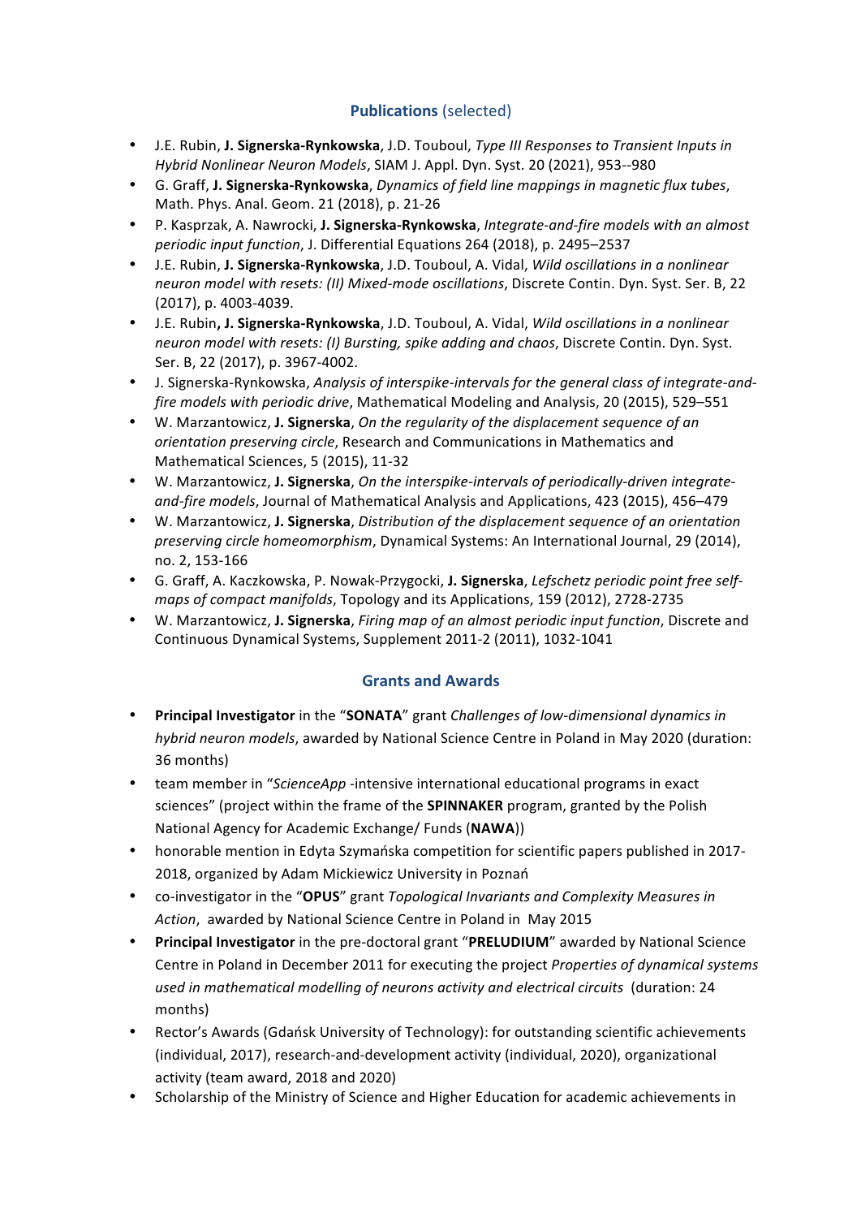## **Publications** (selected)

- J.E. Rubin, **J. Signerska-Rynkowska**, J.D. Touboul, *Type III Responses to Transient Inputs in Hybrid Nonlinear Neuron Models*, SIAM J. Appl. Dyn. Syst. 20 (2021), 953--980
- G. Graff, **J. Signerska-Rynkowska**, *Dynamics of field line mappings in magnetic flux tubes*, Math. Phys. Anal. Geom. 21 (2018), p. 21-26
- P. Kasprzak, A. Nawrocki, **J. Signerska-Rynkowska**, *Integrate-and-fire models with an almost periodic input function*, J. Differential Equations 264 (2018), p. 2495–2537
- J.E. Rubin, **J. Signerska-Rynkowska**, J.D. Touboul, A. Vidal, *Wild oscillations in a nonlinear neuron model with resets: (II) Mixed-mode oscillations*, Discrete Contin. Dyn. Syst. Ser. B, 22 (2017), p. 4003-4039.
- J.E. Rubin**, J. Signerska-Rynkowska**, J.D. Touboul, A. Vidal, *Wild oscillations in a nonlinear neuron model with resets: (I) Bursting, spike adding and chaos*, Discrete Contin. Dyn. Syst. Ser. B, 22 (2017), p. 3967-4002.
- J. Signerska-Rynkowska, *Analysis of interspike-intervals for the general class of integrate-and-fire models with periodic drive*, Mathematical Modeling and Analysis, 20 (2015), 529–551
- W. Marzantowicz, **J. Signerska**, *On the regularity of the displacement sequence of an orientation preserving circle*, Research and Communications in Mathematics and Mathematical Sciences, 5 (2015), 11-32
- W. Marzantowicz, **J. Signerska**, *On the interspike-intervals of periodically-driven integrate-and-fire models*, Journal of Mathematical Analysis and Applications, 423 (2015), 456–479
- W. Marzantowicz, **J. Signerska**, *Distribution of the displacement sequence of an orientation preserving circle homeomorphism*, Dynamical Systems: An International Journal, 29 (2014), no. 2, 153-166
- G. Graff, A. Kaczkowska, P. Nowak-Przygocki, **J. Signerska**, *Lefschetz periodic point free self-maps of compact manifolds*, Topology and its Applications, 159 (2012), 2728-2735
- W. Marzantowicz, **J. Signerska**, *Firing map of an almost periodic input function*, Discrete and Continuous Dynamical Systems, Supplement 2011-2 (2011), 1032-1041

## Grants and Awards

- **Principal Investigator** in the "**SONATA**" grant *Challenges of low-dimensional dynamics in hybrid neuron models*, awarded by National Science Centre in Poland in May 2020 (duration: 36 months)
- team member in "*ScienceApp* -intensive international educational programs in exact sciences" (project within the frame of the **SPINNAKER** program, granted by the Polish National Agency for Academic Exchange/ Funds (**NAWA**))
- honorable mention in Edyta Szymańska competition for scientific papers published in 2017-2018, organized by Adam Mickiewicz University in Poznań
- co-investigator in the "**OPUS**" grant *Topological Invariants and Complexity Measures in Action*, awarded by National Science Centre in Poland in May 2015
- **Principal Investigator** in the pre-doctoral grant "**PRELUDIUM**" awarded by National Science Centre in Poland in December 2011 for executing the project *Properties of dynamical systems used in mathematical modelling of neurons activity and electrical circuits* (duration: 24 months)
- Rector's Awards (Gdańsk University of Technology): for outstanding scientific achievements (individual, 2017), research-and-development activity (individual, 2020), organizational activity (team award, 2018 and 2020)
- Scholarship of the Ministry of Science and Higher Education for academic achievements in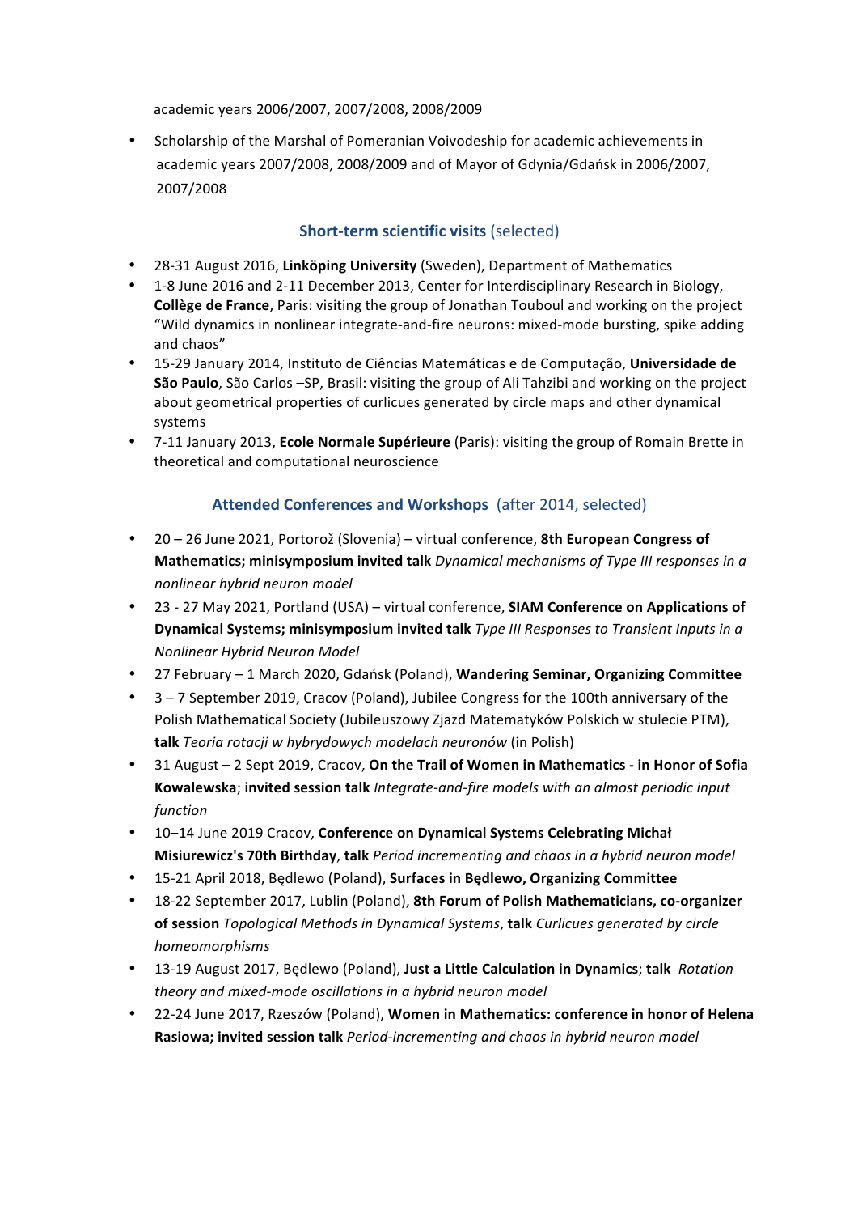academic years 2006/2007, 2007/2008, 2008/2009

- Scholarship of the Marshal of Pomeranian Voivodeship for academic achievements in academic years 2007/2008, 2008/2009 and of Mayor of Gdynia/Gdańsk in 2006/2007, 2007/2008

## **Short-term scientific visits** (selected)

- 28-31 August 2016, **Linköping University** (Sweden), Department of Mathematics
- 1-8 June 2016 and 2-11 December 2013, Center for Interdisciplinary Research in Biology, **Collège de France**, Paris: visiting the group of Jonathan Touboul and working on the project "Wild dynamics in nonlinear integrate-and-fire neurons: mixed-mode bursting, spike adding and chaos"
- 15-29 January 2014, Instituto de Ciências Matemáticas e de Computação, **Universidade de São Paulo**, São Carlos –SP, Brasil: visiting the group of Ali Tahzibi and working on the project about geometrical properties of curlicues generated by circle maps and other dynamical systems
- 7-11 January 2013, **Ecole Normale Supérieure** (Paris): visiting the group of Romain Brette in theoretical and computational neuroscience

## **Attended Conferences and Workshops** (after 2014, selected)

- 20 – 26 June 2021, Portorož (Slovenia) – virtual conference, **8th European Congress of Mathematics; minisymposium invited talk** *Dynamical mechanisms of Type III responses in a nonlinear hybrid neuron model*
- 23 - 27 May 2021, Portland (USA) – virtual conference, **SIAM Conference on Applications of Dynamical Systems; minisymposium invited talk** *Type III Responses to Transient Inputs in a Nonlinear Hybrid Neuron Model*
- 27 February – 1 March 2020, Gdańsk (Poland), **Wandering Seminar, Organizing Committee**
- 3 – 7 September 2019, Cracov (Poland), Jubilee Congress for the 100th anniversary of the Polish Mathematical Society (Jubileuszowy Zjazd Matematyków Polskich w stulecie PTM), **talk** *Teoria rotacji w hybrydowych modelach neuronów* (in Polish)
- 31 August – 2 Sept 2019, Cracov, **On the Trail of Women in Mathematics - in Honor of Sofia Kowalewska**; **invited session talk** *Integrate-and-fire models with an almost periodic input function*
- 10–14 June 2019 Cracov, **Conference on Dynamical Systems Celebrating Michał Misiurewicz's 70th Birthday**, **talk** *Period incrementing and chaos in a hybrid neuron model*
- 15-21 April 2018, Będlewo (Poland), **Surfaces in Będlewo, Organizing Committee**
- 18-22 September 2017, Lublin (Poland), **8th Forum of Polish Mathematicians, co-organizer of session** *Topological Methods in Dynamical Systems*, **talk** *Curlicues generated by circle homeomorphisms*
- 13-19 August 2017, Będlewo (Poland), **Just a Little Calculation in Dynamics**; **talk** *Rotation theory and mixed-mode oscillations in a hybrid neuron model*
- 22-24 June 2017, Rzeszów (Poland), **Women in Mathematics: conference in honor of Helena Rasiowa; invited session talk** *Period-incrementing and chaos in hybrid neuron model*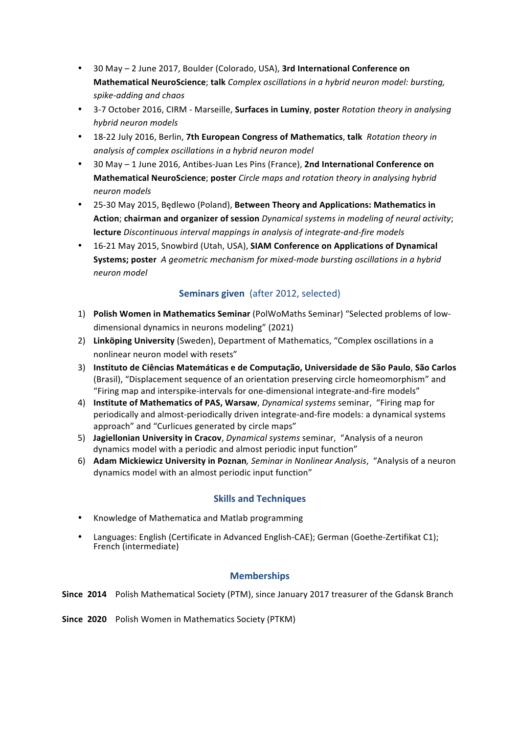- 30 May – 2 June 2017, Boulder (Colorado, USA), **3rd International Conference on Mathematical NeuroScience**; **talk** *Complex oscillations in a hybrid neuron model: bursting, spike-adding and chaos*
- 3-7 October 2016, CIRM - Marseille, **Surfaces in Luminy**, **poster** *Rotation theory in analysing hybrid neuron models*
- 18-22 July 2016, Berlin, **7th European Congress of Mathematics**, **talk** *Rotation theory in analysis of complex oscillations in a hybrid neuron model*
- 30 May – 1 June 2016, Antibes-Juan Les Pins (France), **2nd International Conference on Mathematical NeuroScience**; **poster** *Circle maps and rotation theory in analysing hybrid neuron models*
- 25-30 May 2015, Będlewo (Poland), **Between Theory and Applications: Mathematics in Action**; **chairman and organizer of session** *Dynamical systems in modeling of neural activity*; **lecture** *Discontinuous interval mappings in analysis of integrate-and-fire models*
- 16-21 May 2015, Snowbird (Utah, USA), **SIAM Conference on Applications of Dynamical Systems; poster** *A geometric mechanism for mixed-mode bursting oscillations in a hybrid neuron model*

## **Seminars given** (after 2012, selected)

1) **Polish Women in Mathematics Seminar** (PolWoMaths Seminar) "Selected problems of low-dimensional dynamics in neurons modeling" (2021)
2) **Linköping University** (Sweden), Department of Mathematics, "Complex oscillations in a nonlinear neuron model with resets"
3) **Instituto de Ciências Matemáticas e de Computação, Universidade de São Paulo**, **São Carlos** (Brasil), "Displacement sequence of an orientation preserving circle homeomorphism" and "Firing map and interspike-intervals for one-dimensional integrate-and-fire models"
4) **Institute of Mathematics of PAS, Warsaw**, *Dynamical systems* seminar, "Firing map for periodically and almost-periodically driven integrate-and-fire models: a dynamical systems approach" and "Curlicues generated by circle maps"
5) **Jagiellonian University in Cracov**, *Dynamical systems* seminar, "Analysis of a neuron dynamics model with a periodic and almost periodic input function"
6) **Adam Mickiewicz University in Poznan**, *Seminar in Nonlinear Analysis*, "Analysis of a neuron dynamics model with an almost periodic input function"

## Skills and Techniques

- Knowledge of Mathematica and Matlab programming
- Languages: English (Certificate in Advanced English-CAE); German (Goethe-Zertifikat C1); French (intermediate)

## Memberships

**Since 2014** Polish Mathematical Society (PTM), since January 2017 treasurer of the Gdansk Branch

**Since 2020** Polish Women in Mathematics Society (PTKM)